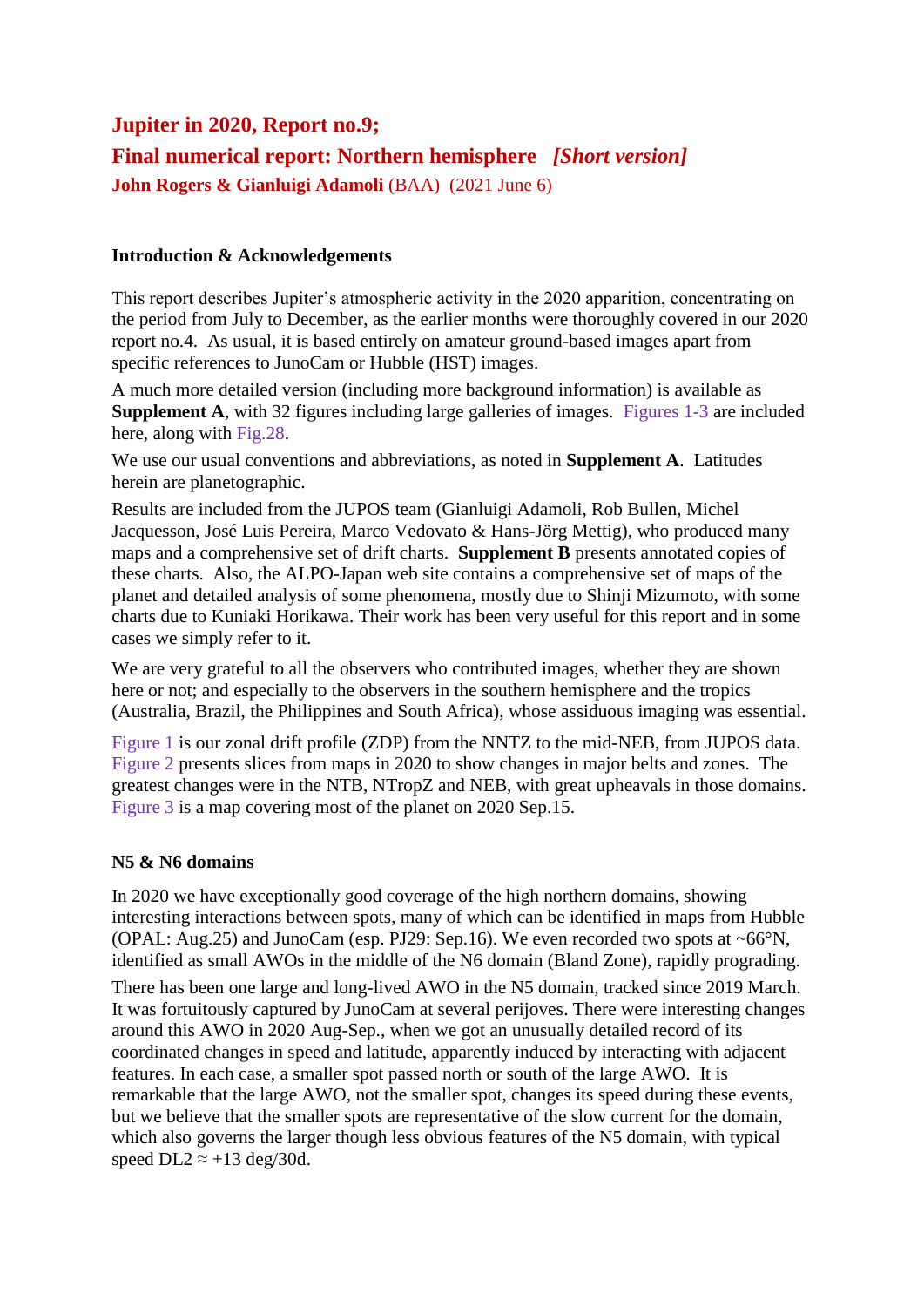# Jupiter in 2020, Report no.9;

# Final numerical report: Northern hemisphere *[Short version]*

**John Rogers & Gianluigi Adamoli** (BAA) (2021 June 6)

## Introduction & Acknowledgements

This report describes Jupiter's atmospheric activity in the 2020 apparition, concentrating on the period from July to December, as the earlier months were thoroughly covered in our 2020 report no.4. As usual, it is based entirely on amateur ground-based images apart from specific references to JunoCam or Hubble (HST) images.

A much more detailed version (including more background information) is available as **Supplement A**, with 32 figures including large galleries of images. Figures 1-3 are included here, along with Fig.28.

We use our usual conventions and abbreviations, as noted in **Supplement A**. Latitudes herein are planetographic.

Results are included from the JUPOS team (Gianluigi Adamoli, Rob Bullen, Michel Jacquesson, José Luis Pereira, Marco Vedovato & Hans-Jörg Mettig), who produced many maps and a comprehensive set of drift charts. **Supplement B** presents annotated copies of these charts. Also, the ALPO-Japan web site contains a comprehensive set of maps of the planet and detailed analysis of some phenomena, mostly due to Shinji Mizumoto, with some charts due to Kuniaki Horikawa. Their work has been very useful for this report and in some cases we simply refer to it.

We are very grateful to all the observers who contributed images, whether they are shown here or not; and especially to the observers in the southern hemisphere and the tropics (Australia, Brazil, the Philippines and South Africa), whose assiduous imaging was essential.

Figure 1 is our zonal drift profile (ZDP) from the NNTZ to the mid-NEB, from JUPOS data. Figure 2 presents slices from maps in 2020 to show changes in major belts and zones. The greatest changes were in the NTB, NTropZ and NEB, with great upheavals in those domains. Figure 3 is a map covering most of the planet on 2020 Sep.15.

## N5 & N6 domains

In 2020 we have exceptionally good coverage of the high northern domains, showing interesting interactions between spots, many of which can be identified in maps from Hubble (OPAL: Aug.25) and JunoCam (esp. PJ29: Sep.16). We even recorded two spots at ~66°N, identified as small AWOs in the middle of the N6 domain (Bland Zone), rapidly prograding.

There has been one large and long-lived AWO in the N5 domain, tracked since 2019 March. It was fortuitously captured by JunoCam at several perijoves. There were interesting changes around this AWO in 2020 Aug-Sep., when we got an unusually detailed record of its coordinated changes in speed and latitude, apparently induced by interacting with adjacent features. In each case, a smaller spot passed north or south of the large AWO. It is remarkable that the large AWO, not the smaller spot, changes its speed during these events, but we believe that the smaller spots are representative of the slow current for the domain, which also governs the larger though less obvious features of the N5 domain, with typical speed DL2 ≈ +13 deg/30d.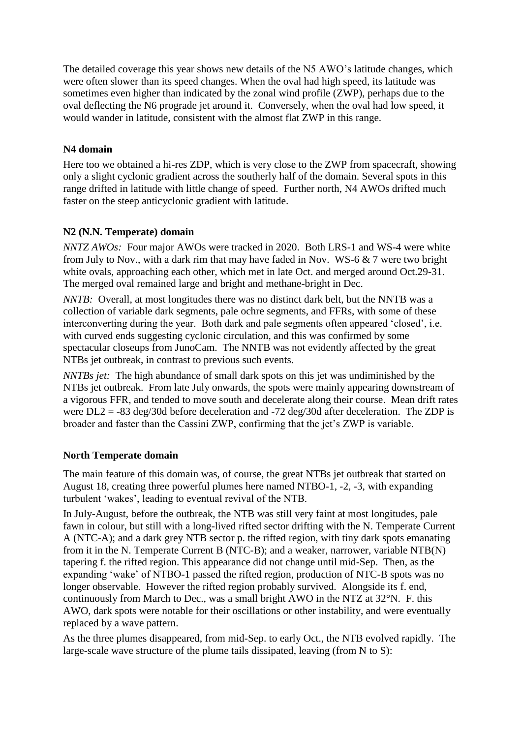The detailed coverage this year shows new details of the N5 AWO's latitude changes, which were often slower than its speed changes. When the oval had high speed, its latitude was sometimes even higher than indicated by the zonal wind profile (ZWP), perhaps due to the oval deflecting the N6 prograde jet around it. Conversely, when the oval had low speed, it would wander in latitude, consistent with the almost flat ZWP in this range.

### N4 domain

Here too we obtained a hi-res ZDP, which is very close to the ZWP from spacecraft, showing only a slight cyclonic gradient across the southerly half of the domain. Several spots in this range drifted in latitude with little change of speed. Further north, N4 AWOs drifted much faster on the steep anticyclonic gradient with latitude.

### N2 (N.N. Temperate) domain

*NNTZ AWOs:* Four major AWOs were tracked in 2020. Both LRS-1 and WS-4 were white from July to Nov., with a dark rim that may have faded in Nov. WS-6 & 7 were two bright white ovals, approaching each other, which met in late Oct. and merged around Oct.29-31. The merged oval remained large and bright and methane-bright in Dec.

*NNTB:* Overall, at most longitudes there was no distinct dark belt, but the NNTB was a collection of variable dark segments, pale ochre segments, and FFRs, with some of these interconverting during the year. Both dark and pale segments often appeared 'closed', i.e. with curved ends suggesting cyclonic circulation, and this was confirmed by some spectacular closeups from JunoCam. The NNTB was not evidently affected by the great NTBs jet outbreak, in contrast to previous such events.

*NNTBs jet:* The high abundance of small dark spots on this jet was undiminished by the NTBs jet outbreak. From late July onwards, the spots were mainly appearing downstream of a vigorous FFR, and tended to move south and decelerate along their course. Mean drift rates were DL2 = -83 deg/30d before deceleration and -72 deg/30d after deceleration. The ZDP is broader and faster than the Cassini ZWP, confirming that the jet's ZWP is variable.

### North Temperate domain

The main feature of this domain was, of course, the great NTBs jet outbreak that started on August 18, creating three powerful plumes here named NTBO-1, -2, -3, with expanding turbulent 'wakes', leading to eventual revival of the NTB.

In July-August, before the outbreak, the NTB was still very faint at most longitudes, pale fawn in colour, but still with a long-lived rifted sector drifting with the N. Temperate Current A (NTC-A); and a dark grey NTB sector p. the rifted region, with tiny dark spots emanating from it in the N. Temperate Current B (NTC-B); and a weaker, narrower, variable NTB(N) tapering f. the rifted region. This appearance did not change until mid-Sep. Then, as the expanding 'wake' of NTBO-1 passed the rifted region, production of NTC-B spots was no longer observable. However the rifted region probably survived. Alongside its f. end, continuously from March to Dec., was a small bright AWO in the NTZ at 32°N. F. this AWO, dark spots were notable for their oscillations or other instability, and were eventually replaced by a wave pattern.

As the three plumes disappeared, from mid-Sep. to early Oct., the NTB evolved rapidly. The large-scale wave structure of the plume tails dissipated, leaving (from N to S):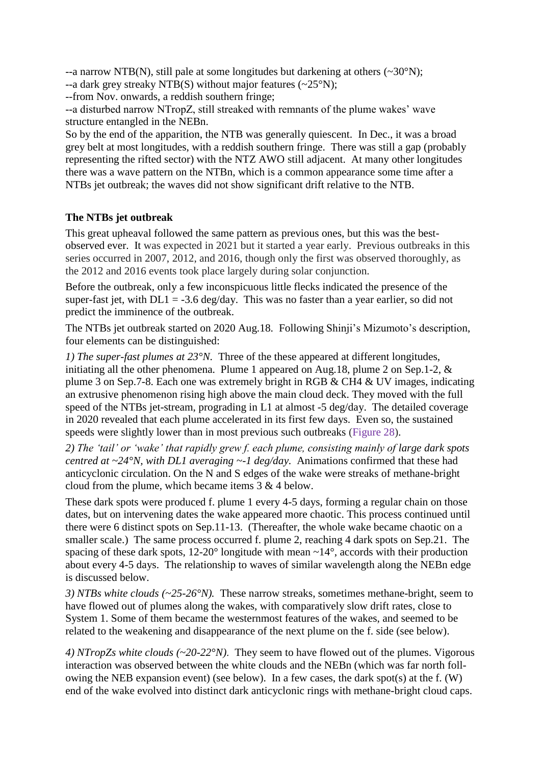--a narrow NTB(N), still pale at some longitudes but darkening at others (~30°N);  
--a dark grey streaky NTB(S) without major features (~25°N);  
--from Nov. onwards, a reddish southern fringe;  
--a disturbed narrow NTropZ, still streaked with remnants of the plume wakes' wave structure entangled in the NEBn.  
So by the end of the apparition, the NTB was generally quiescent. In Dec., it was a broad grey belt at most longitudes, with a reddish southern fringe. There was still a gap (probably representing the rifted sector) with the NTZ AWO still adjacent. At many other longitudes there was a wave pattern on the NTBn, which is a common appearance some time after a NTBs jet outbreak; the waves did not show significant drift relative to the NTB.

### The NTBs jet outbreak

This great upheaval followed the same pattern as previous ones, but this was the best-observed ever. It was expected in 2021 but it started a year early. Previous outbreaks in this series occurred in 2007, 2012, and 2016, though only the first was observed thoroughly, as the 2012 and 2016 events took place largely during solar conjunction.

Before the outbreak, only a few inconspicuous little flecks indicated the presence of the super-fast jet, with DL1 = -3.6 deg/day. This was no faster than a year earlier, so did not predict the imminence of the outbreak.

The NTBs jet outbreak started on 2020 Aug.18. Following Shinji's Mizumoto's description, four elements can be distinguished:

*1) The super-fast plumes at 23°N.* Three of the these appeared at different longitudes, initiating all the other phenomena. Plume 1 appeared on Aug.18, plume 2 on Sep.1-2, & plume 3 on Sep.7-8. Each one was extremely bright in RGB & CH4 & UV images, indicating an extrusive phenomenon rising high above the main cloud deck. They moved with the full speed of the NTBs jet-stream, prograding in L1 at almost -5 deg/day. The detailed coverage in 2020 revealed that each plume accelerated in its first few days. Even so, the sustained speeds were slightly lower than in most previous such outbreaks (Figure 28).

*2) The 'tail' or 'wake' that rapidly grew f. each plume, consisting mainly of large dark spots centred at ~24°N, with DL1 averaging ~-1 deg/day.* Animations confirmed that these had anticyclonic circulation. On the N and S edges of the wake were streaks of methane-bright cloud from the plume, which became items 3 & 4 below.

These dark spots were produced f. plume 1 every 4-5 days, forming a regular chain on those dates, but on intervening dates the wake appeared more chaotic. This process continued until there were 6 distinct spots on Sep.11-13. (Thereafter, the whole wake became chaotic on a smaller scale.) The same process occurred f. plume 2, reaching 4 dark spots on Sep.21. The spacing of these dark spots, 12-20° longitude with mean ~14°, accords with their production about every 4-5 days. The relationship to waves of similar wavelength along the NEBn edge is discussed below.

*3) NTBs white clouds (~25-26°N).* These narrow streaks, sometimes methane-bright, seem to have flowed out of plumes along the wakes, with comparatively slow drift rates, close to System 1. Some of them became the westernmost features of the wakes, and seemed to be related to the weakening and disappearance of the next plume on the f. side (see below).

*4) NTropZs white clouds (~20-22°N).* They seem to have flowed out of the plumes. Vigorous interaction was observed between the white clouds and the NEBn (which was far north following the NEB expansion event) (see below). In a few cases, the dark spot(s) at the f. (W) end of the wake evolved into distinct dark anticyclonic rings with methane-bright cloud caps.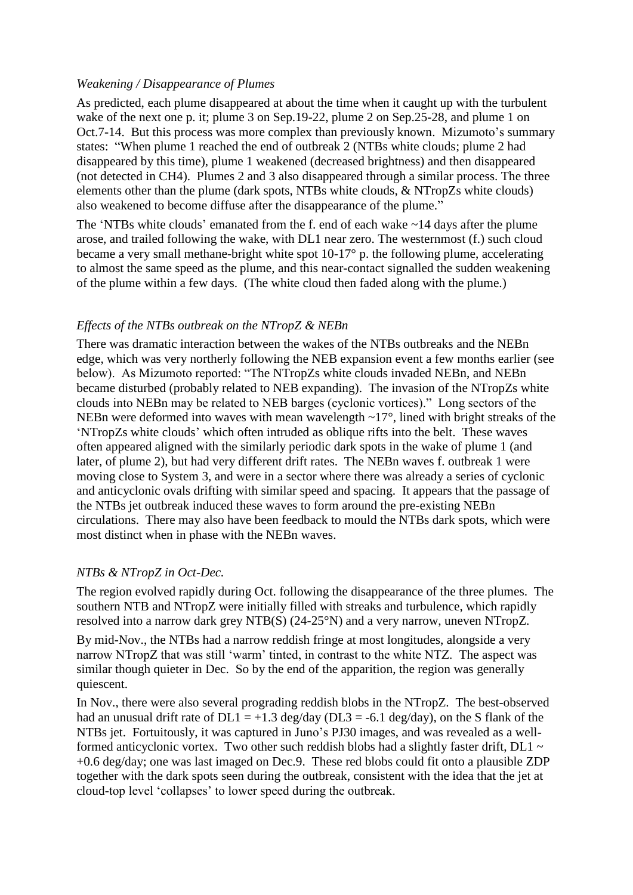*Weakening / Disappearance of Plumes*

As predicted, each plume disappeared at about the time when it caught up with the turbulent wake of the next one p. it; plume 3 on Sep.19-22, plume 2 on Sep.25-28, and plume 1 on Oct.7-14. But this process was more complex than previously known. Mizumoto's summary states: "When plume 1 reached the end of outbreak 2 (NTBs white clouds; plume 2 had disappeared by this time), plume 1 weakened (decreased brightness) and then disappeared (not detected in CH4). Plumes 2 and 3 also disappeared through a similar process. The three elements other than the plume (dark spots, NTBs white clouds, & NTropZs white clouds) also weakened to become diffuse after the disappearance of the plume."

The 'NTBs white clouds' emanated from the f. end of each wake ~14 days after the plume arose, and trailed following the wake, with DL1 near zero. The westernmost (f.) such cloud became a very small methane-bright white spot 10-17° p. the following plume, accelerating to almost the same speed as the plume, and this near-contact signalled the sudden weakening of the plume within a few days. (The white cloud then faded along with the plume.)

*Effects of the NTBs outbreak on the NTropZ & NEBn*

There was dramatic interaction between the wakes of the NTBs outbreaks and the NEBn edge, which was very northerly following the NEB expansion event a few months earlier (see below). As Mizumoto reported: "The NTropZs white clouds invaded NEBn, and NEBn became disturbed (probably related to NEB expanding). The invasion of the NTropZs white clouds into NEBn may be related to NEB barges (cyclonic vortices)." Long sectors of the NEBn were deformed into waves with mean wavelength ~17°, lined with bright streaks of the 'NTropZs white clouds' which often intruded as oblique rifts into the belt. These waves often appeared aligned with the similarly periodic dark spots in the wake of plume 1 (and later, of plume 2), but had very different drift rates. The NEBn waves f. outbreak 1 were moving close to System 3, and were in a sector where there was already a series of cyclonic and anticyclonic ovals drifting with similar speed and spacing. It appears that the passage of the NTBs jet outbreak induced these waves to form around the pre-existing NEBn circulations. There may also have been feedback to mould the NTBs dark spots, which were most distinct when in phase with the NEBn waves.

*NTBs & NTropZ in Oct-Dec.*

The region evolved rapidly during Oct. following the disappearance of the three plumes. The southern NTB and NTropZ were initially filled with streaks and turbulence, which rapidly resolved into a narrow dark grey NTB(S) (24-25°N) and a very narrow, uneven NTropZ.

By mid-Nov., the NTBs had a narrow reddish fringe at most longitudes, alongside a very narrow NTropZ that was still 'warm' tinted, in contrast to the white NTZ. The aspect was similar though quieter in Dec. So by the end of the apparition, the region was generally quiescent.

In Nov., there were also several prograding reddish blobs in the NTropZ. The best-observed had an unusual drift rate of DL1 = +1.3 deg/day (DL3 = -6.1 deg/day), on the S flank of the NTBs jet. Fortuitously, it was captured in Juno's PJ30 images, and was revealed as a well-formed anticyclonic vortex. Two other such reddish blobs had a slightly faster drift, DL1 ~ +0.6 deg/day; one was last imaged on Dec.9. These red blobs could fit onto a plausible ZDP together with the dark spots seen during the outbreak, consistent with the idea that the jet at cloud-top level 'collapses' to lower speed during the outbreak.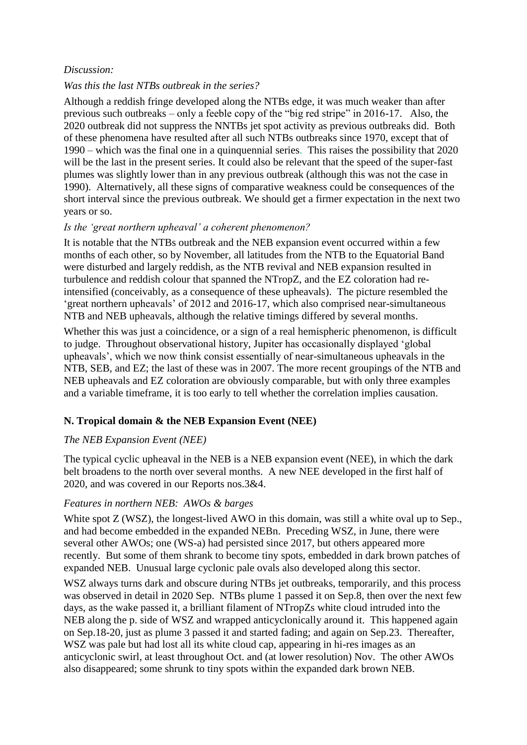*Discussion:*

*Was this the last NTBs outbreak in the series?*

Although a reddish fringe developed along the NTBs edge, it was much weaker than after previous such outbreaks – only a feeble copy of the "big red stripe" in 2016-17. Also, the 2020 outbreak did not suppress the NNTBs jet spot activity as previous outbreaks did. Both of these phenomena have resulted after all such NTBs outbreaks since 1970, except that of 1990 – which was the final one in a quinquennial series. This raises the possibility that 2020 will be the last in the present series. It could also be relevant that the speed of the super-fast plumes was slightly lower than in any previous outbreak (although this was not the case in 1990). Alternatively, all these signs of comparative weakness could be consequences of the short interval since the previous outbreak. We should get a firmer expectation in the next two years or so.

*Is the 'great northern upheaval' a coherent phenomenon?*

It is notable that the NTBs outbreak and the NEB expansion event occurred within a few months of each other, so by November, all latitudes from the NTB to the Equatorial Band were disturbed and largely reddish, as the NTB revival and NEB expansion resulted in turbulence and reddish colour that spanned the NTropZ, and the EZ coloration had re-intensified (conceivably, as a consequence of these upheavals). The picture resembled the 'great northern upheavals' of 2012 and 2016-17, which also comprised near-simultaneous NTB and NEB upheavals, although the relative timings differed by several months.

Whether this was just a coincidence, or a sign of a real hemispheric phenomenon, is difficult to judge. Throughout observational history, Jupiter has occasionally displayed 'global upheavals', which we now think consist essentially of near-simultaneous upheavals in the NTB, SEB, and EZ; the last of these was in 2007. The more recent groupings of the NTB and NEB upheavals and EZ coloration are obviously comparable, but with only three examples and a variable timeframe, it is too early to tell whether the correlation implies causation.

## N. Tropical domain & the NEB Expansion Event (NEE)

*The NEB Expansion Event (NEE)*

The typical cyclic upheaval in the NEB is a NEB expansion event (NEE), in which the dark belt broadens to the north over several months. A new NEE developed in the first half of 2020, and was covered in our Reports nos.3&4.

*Features in northern NEB: AWOs & barges*

White spot Z (WSZ), the longest-lived AWO in this domain, was still a white oval up to Sep., and had become embedded in the expanded NEBn. Preceding WSZ, in June, there were several other AWOs; one (WS-a) had persisted since 2017, but others appeared more recently. But some of them shrank to become tiny spots, embedded in dark brown patches of expanded NEB. Unusual large cyclonic pale ovals also developed along this sector.

WSZ always turns dark and obscure during NTBs jet outbreaks, temporarily, and this process was observed in detail in 2020 Sep. NTBs plume 1 passed it on Sep.8, then over the next few days, as the wake passed it, a brilliant filament of NTropZs white cloud intruded into the NEB along the p. side of WSZ and wrapped anticyclonically around it. This happened again on Sep.18-20, just as plume 3 passed it and started fading; and again on Sep.23. Thereafter, WSZ was pale but had lost all its white cloud cap, appearing in hi-res images as an anticyclonic swirl, at least throughout Oct. and (at lower resolution) Nov. The other AWOs also disappeared; some shrunk to tiny spots within the expanded dark brown NEB.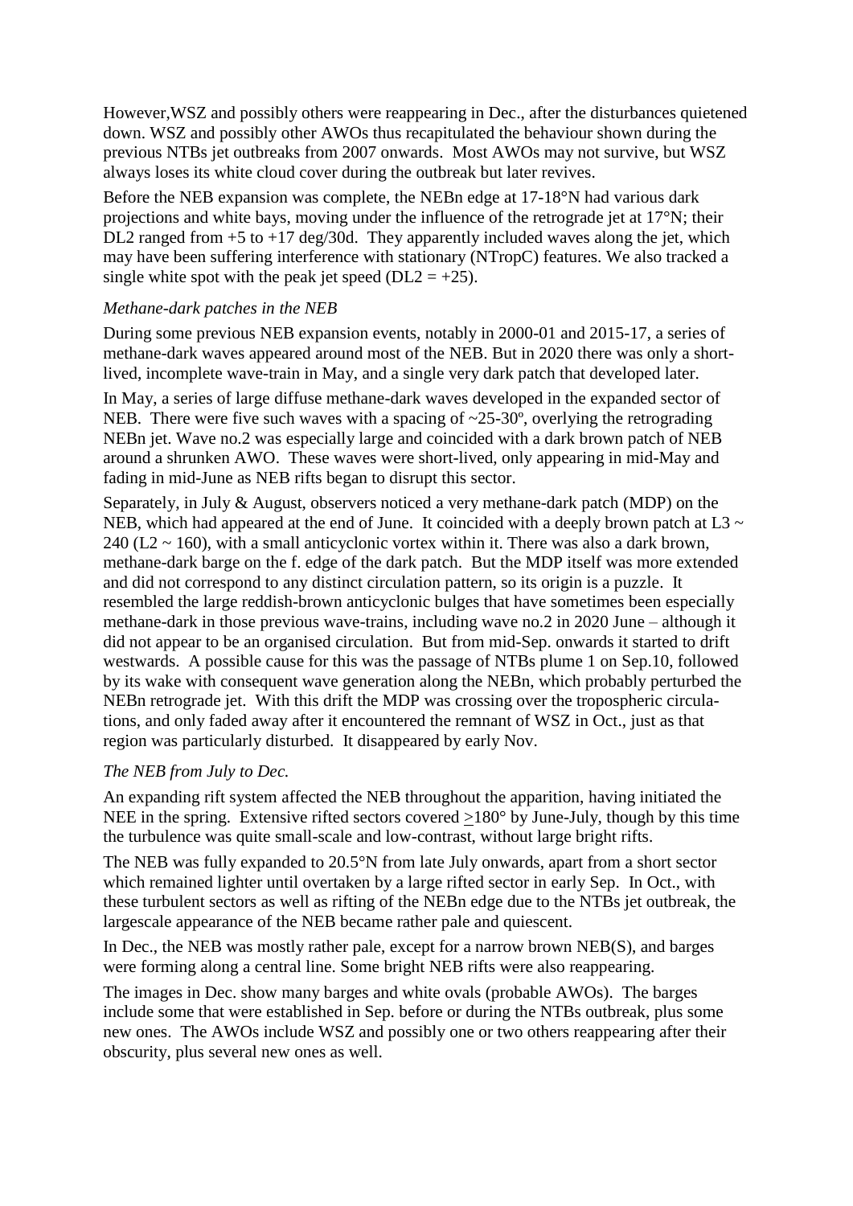However,WSZ and possibly others were reappearing in Dec., after the disturbances quietened down. WSZ and possibly other AWOs thus recapitulated the behaviour shown during the previous NTBs jet outbreaks from 2007 onwards. Most AWOs may not survive, but WSZ always loses its white cloud cover during the outbreak but later revives.

Before the NEB expansion was complete, the NEBn edge at 17-18°N had various dark projections and white bays, moving under the influence of the retrograde jet at 17°N; their DL2 ranged from +5 to +17 deg/30d. They apparently included waves along the jet, which may have been suffering interference with stationary (NTropC) features. We also tracked a single white spot with the peak jet speed (DL2 = +25).

*Methane-dark patches in the NEB*

During some previous NEB expansion events, notably in 2000-01 and 2015-17, a series of methane-dark waves appeared around most of the NEB. But in 2020 there was only a short-lived, incomplete wave-train in May, and a single very dark patch that developed later.

In May, a series of large diffuse methane-dark waves developed in the expanded sector of NEB. There were five such waves with a spacing of ~25-30º, overlying the retrograding NEBn jet. Wave no.2 was especially large and coincided with a dark brown patch of NEB around a shrunken AWO. These waves were short-lived, only appearing in mid-May and fading in mid-June as NEB rifts began to disrupt this sector.

Separately, in July & August, observers noticed a very methane-dark patch (MDP) on the NEB, which had appeared at the end of June. It coincided with a deeply brown patch at L3 ~ 240 (L2 ~ 160), with a small anticyclonic vortex within it. There was also a dark brown, methane-dark barge on the f. edge of the dark patch. But the MDP itself was more extended and did not correspond to any distinct circulation pattern, so its origin is a puzzle. It resembled the large reddish-brown anticyclonic bulges that have sometimes been especially methane-dark in those previous wave-trains, including wave no.2 in 2020 June – although it did not appear to be an organised circulation. But from mid-Sep. onwards it started to drift westwards. A possible cause for this was the passage of NTBs plume 1 on Sep.10, followed by its wake with consequent wave generation along the NEBn, which probably perturbed the NEBn retrograde jet. With this drift the MDP was crossing over the tropospheric circulations, and only faded away after it encountered the remnant of WSZ in Oct., just as that region was particularly disturbed. It disappeared by early Nov.

*The NEB from July to Dec.*

An expanding rift system affected the NEB throughout the apparition, having initiated the NEE in the spring. Extensive rifted sectors covered ≥180° by June-July, though by this time the turbulence was quite small-scale and low-contrast, without large bright rifts.

The NEB was fully expanded to 20.5°N from late July onwards, apart from a short sector which remained lighter until overtaken by a large rifted sector in early Sep. In Oct., with these turbulent sectors as well as rifting of the NEBn edge due to the NTBs jet outbreak, the largescale appearance of the NEB became rather pale and quiescent.

In Dec., the NEB was mostly rather pale, except for a narrow brown NEB(S), and barges were forming along a central line. Some bright NEB rifts were also reappearing.

The images in Dec. show many barges and white ovals (probable AWOs). The barges include some that were established in Sep. before or during the NTBs outbreak, plus some new ones. The AWOs include WSZ and possibly one or two others reappearing after their obscurity, plus several new ones as well.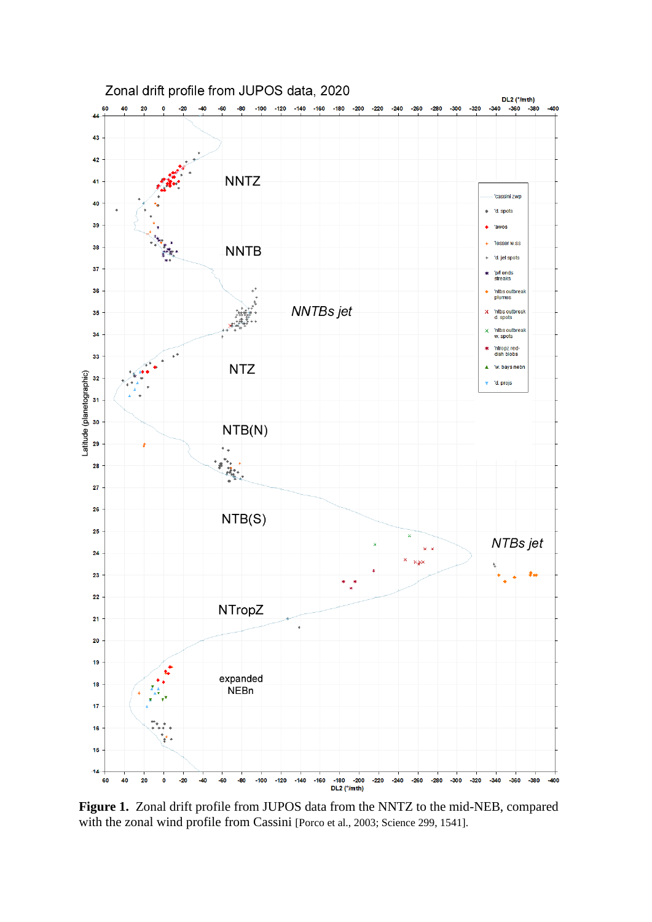**Figure 1.** Zonal drift profile from JUPOS data from the NNTZ to the mid-NEB, compared with the zonal wind profile from Cassini [Porco et al., 2003; Science 299, 1541].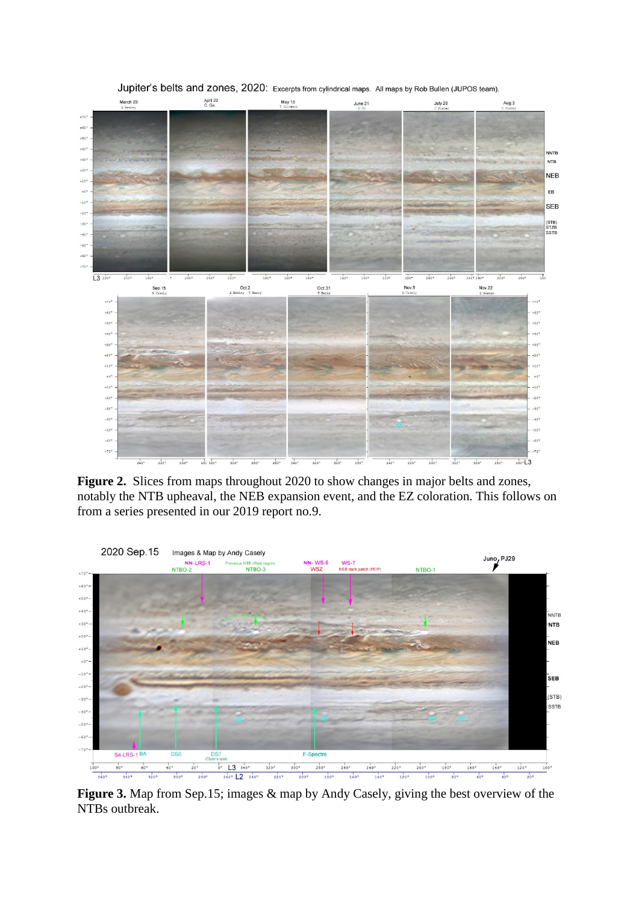**Figure 2.** Slices from maps throughout 2020 to show changes in major belts and zones, notably the NTB upheaval, the NEB expansion event, and the EZ coloration. This follows on from a series presented in our 2019 report no.9.

**Figure 3.** Map from Sep.15; images & map by Andy Casely, giving the best overview of the NTBs outbreak.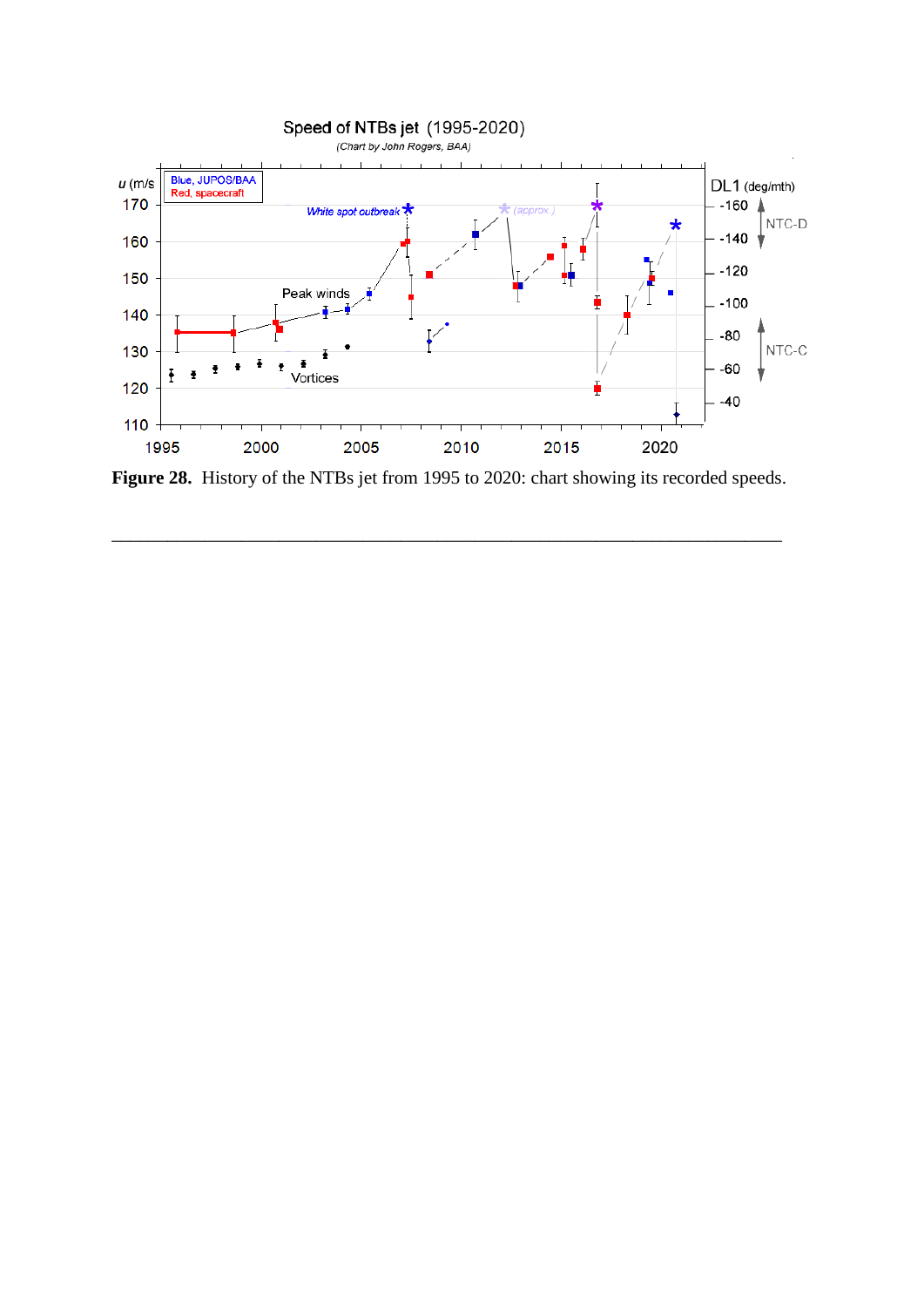Speed of NTBs jet (1995-2020)

(Chart by John Rogers, BAA)

Blue, JUPOS/BAA
Red, spacecraft

u (m/s)

170
160
150
140
130
120
110

1995
2000
2005
2010
2015
2020

White spot outbreak

(approx.)

Peak winds

Vortices

DL1 (deg/mth)

-160
-140
-120
-100
-80
-60
-40

NTC-D

NTC-C

**Figure 28.** History of the NTBs jet from 1995 to 2020: chart showing its recorded speeds.